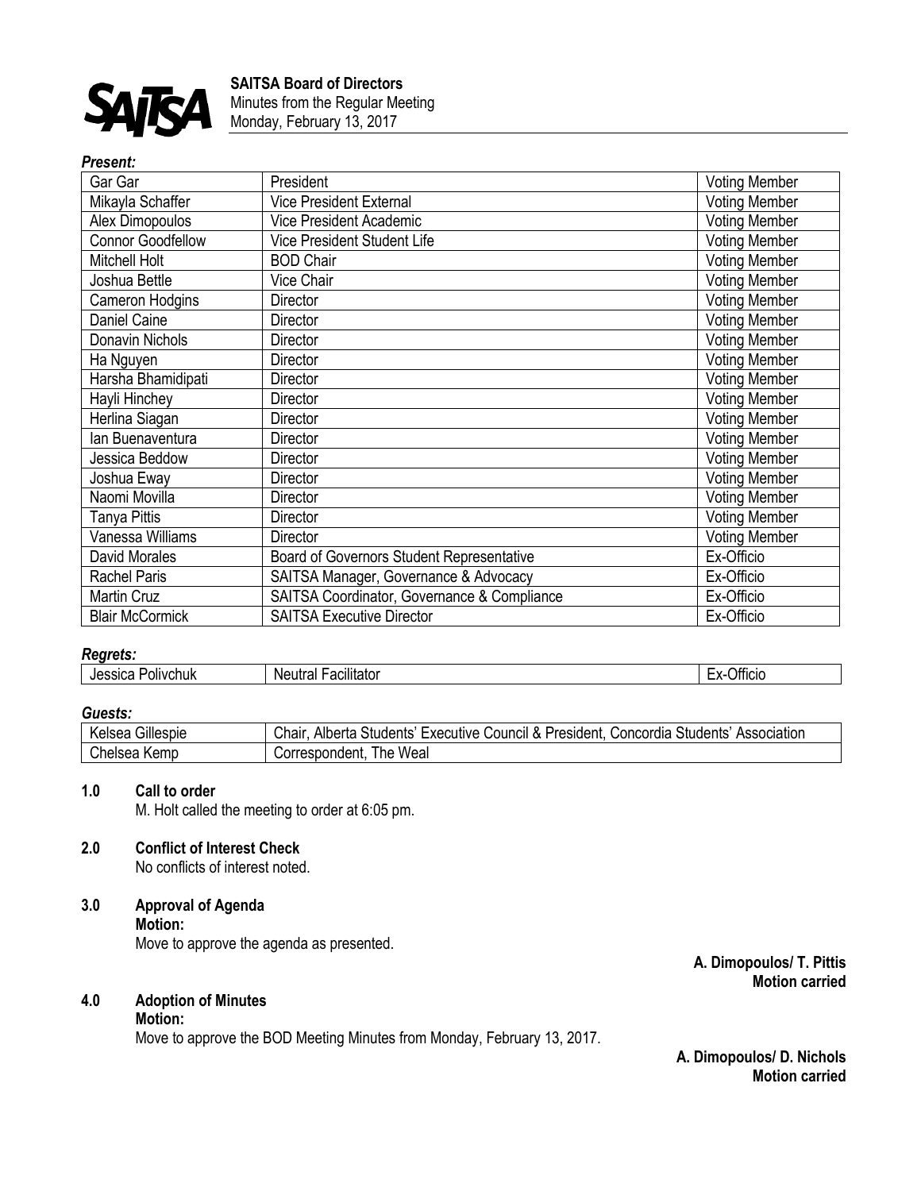**SAITSA Board of Directors**
Minutes from the Regular Meeting
Monday, February 13, 2017

***Present:***

| | | |
|---|---|---|
| Gar Gar | President | Voting Member |
| Mikayla Schaffer | Vice President External | Voting Member |
| Alex Dimopoulos | Vice President Academic | Voting Member |
| Connor Goodfellow | Vice President Student Life | Voting Member |
| Mitchell Holt | BOD Chair | Voting Member |
| Joshua Bettle | Vice Chair | Voting Member |
| Cameron Hodgins | Director | Voting Member |
| Daniel Caine | Director | Voting Member |
| Donavin Nichols | Director | Voting Member |
| Ha Nguyen | Director | Voting Member |
| Harsha Bhamidipati | Director | Voting Member |
| Hayli Hinchey | Director | Voting Member |
| Herlina Siagan | Director | Voting Member |
| Ian Buenaventura | Director | Voting Member |
| Jessica Beddow | Director | Voting Member |
| Joshua Eway | Director | Voting Member |
| Naomi Movilla | Director | Voting Member |
| Tanya Pittis | Director | Voting Member |
| Vanessa Williams | Director | Voting Member |
| David Morales | Board of Governors Student Representative | Ex-Officio |
| Rachel Paris | SAITSA Manager, Governance & Advocacy | Ex-Officio |
| Martin Cruz | SAITSA Coordinator, Governance & Compliance | Ex-Officio |
| Blair McCormick | SAITSA Executive Director | Ex-Officio |

***Regrets:***

| | | |
|---|---|---|
| Jessica Polivchuk | Neutral Facilitator | Ex-Officio |

***Guests:***

| | |
|---|---|
| Kelsea Gillespie | Chair, Alberta Students' Executive Council & President, Concordia Students' Association |
| Chelsea Kemp | Correspondent, The Weal |

**1.0 Call to order**

M. Holt called the meeting to order at 6:05 pm.

**2.0 Conflict of Interest Check**

No conflicts of interest noted.

**3.0 Approval of Agenda**

**Motion:**
Move to approve the agenda as presented.

**A. Dimopoulos/ T. Pittis**
**Motion carried**

**4.0 Adoption of Minutes**

**Motion:**
Move to approve the BOD Meeting Minutes from Monday, February 13, 2017.

**A. Dimopoulos/ D. Nichols**
**Motion carried**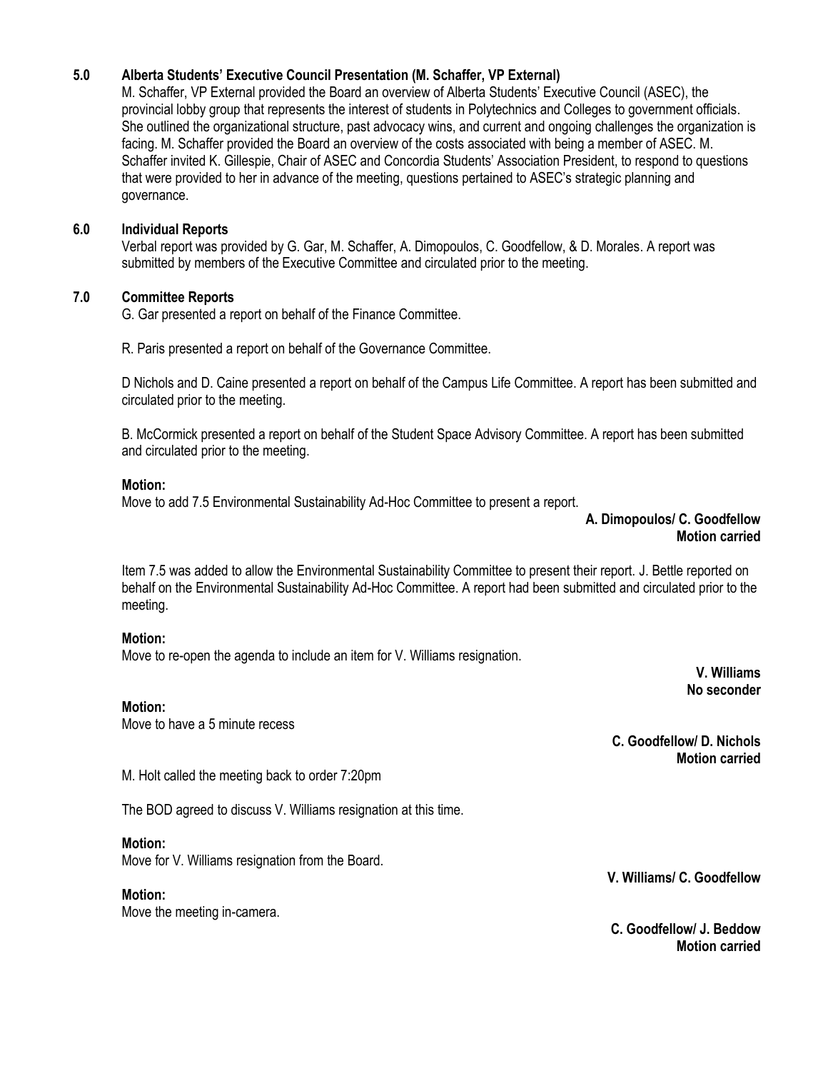## 5.0 Alberta Students' Executive Council Presentation (M. Schaffer, VP External)

M. Schaffer, VP External provided the Board an overview of Alberta Students' Executive Council (ASEC), the provincial lobby group that represents the interest of students in Polytechnics and Colleges to government officials. She outlined the organizational structure, past advocacy wins, and current and ongoing challenges the organization is facing. M. Schaffer provided the Board an overview of the costs associated with being a member of ASEC. M. Schaffer invited K. Gillespie, Chair of ASEC and Concordia Students' Association President, to respond to questions that were provided to her in advance of the meeting, questions pertained to ASEC's strategic planning and governance.

## 6.0 Individual Reports

Verbal report was provided by G. Gar, M. Schaffer, A. Dimopoulos, C. Goodfellow, & D. Morales. A report was submitted by members of the Executive Committee and circulated prior to the meeting.

## 7.0 Committee Reports

G. Gar presented a report on behalf of the Finance Committee.

R. Paris presented a report on behalf of the Governance Committee.

D Nichols and D. Caine presented a report on behalf of the Campus Life Committee. A report has been submitted and circulated prior to the meeting.

B. McCormick presented a report on behalf of the Student Space Advisory Committee. A report has been submitted and circulated prior to the meeting.

**Motion:**
Move to add 7.5 Environmental Sustainability Ad-Hoc Committee to present a report.

**A. Dimopoulos/ C. Goodfellow**
**Motion carried**

Item 7.5 was added to allow the Environmental Sustainability Committee to present their report. J. Bettle reported on behalf on the Environmental Sustainability Ad-Hoc Committee. A report had been submitted and circulated prior to the meeting.

**Motion:**
Move to re-open the agenda to include an item for V. Williams resignation.

**V. Williams**
**No seconder**

**Motion:**
Move to have a 5 minute recess

**C. Goodfellow/ D. Nichols**
**Motion carried**

M. Holt called the meeting back to order 7:20pm

The BOD agreed to discuss V. Williams resignation at this time.

**Motion:**
Move for V. Williams resignation from the Board.

**V. Williams/ C. Goodfellow**

**Motion:**
Move the meeting in-camera.

**C. Goodfellow/ J. Beddow**
**Motion carried**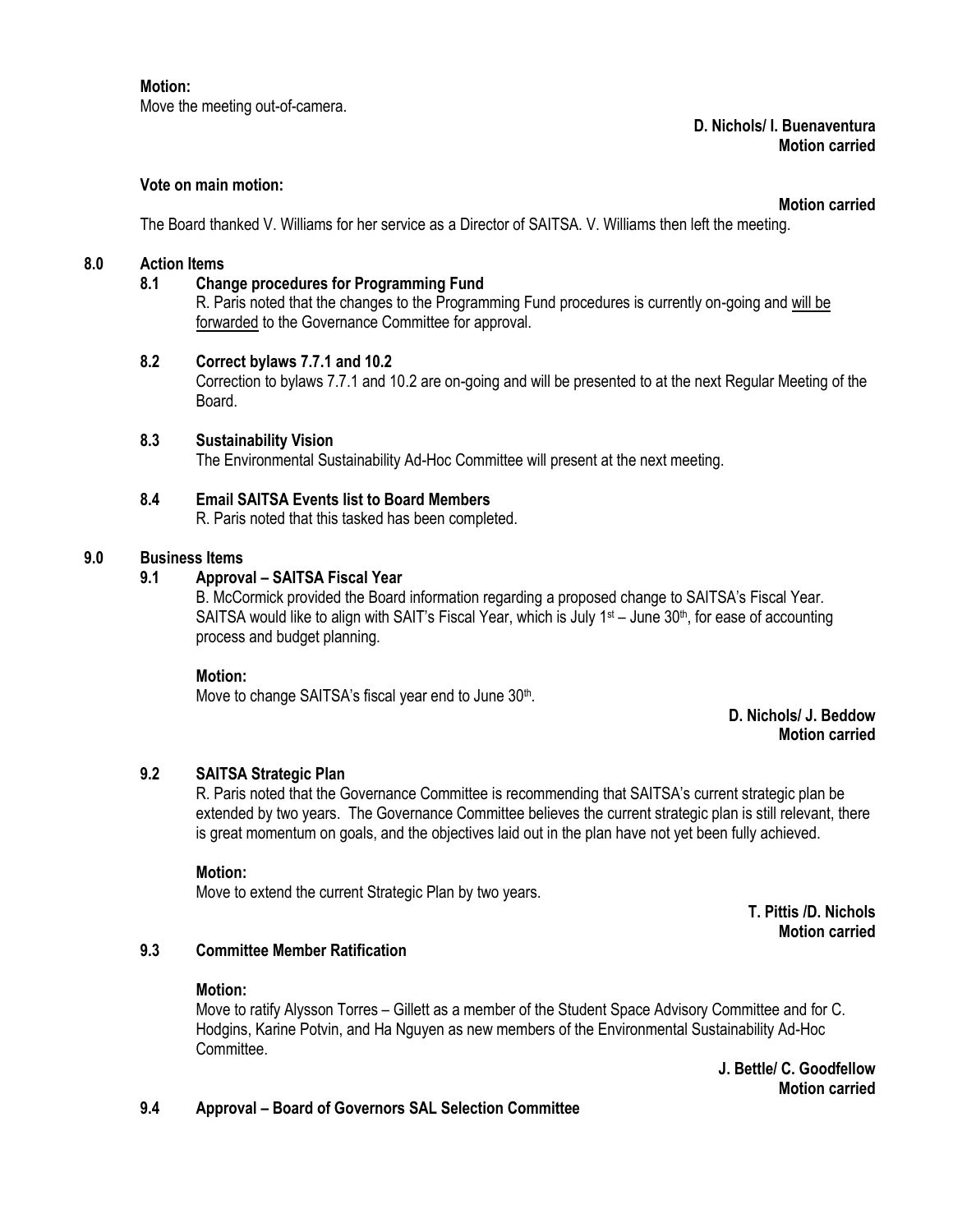**Motion:**
Move the meeting out-of-camera.

**D. Nichols/ I. Buenaventura**
**Motion carried**

**Vote on main motion:**

**Motion carried**

The Board thanked V. Williams for her service as a Director of SAITSA. V. Williams then left the meeting.

## 8.0 Action Items

### 8.1 Change procedures for Programming Fund

R. Paris noted that the changes to the Programming Fund procedures is currently on-going and will be forwarded to the Governance Committee for approval.

### 8.2 Correct bylaws 7.7.1 and 10.2

Correction to bylaws 7.7.1 and 10.2 are on-going and will be presented to at the next Regular Meeting of the Board.

### 8.3 Sustainability Vision

The Environmental Sustainability Ad-Hoc Committee will present at the next meeting.

### 8.4 Email SAITSA Events list to Board Members

R. Paris noted that this tasked has been completed.

## 9.0 Business Items

### 9.1 Approval – SAITSA Fiscal Year

B. McCormick provided the Board information regarding a proposed change to SAITSA's Fiscal Year. SAITSA would like to align with SAIT's Fiscal Year, which is July 1st – June 30th, for ease of accounting process and budget planning.

**Motion:**
Move to change SAITSA's fiscal year end to June 30th.

**D. Nichols/ J. Beddow**
**Motion carried**

### 9.2 SAITSA Strategic Plan

R. Paris noted that the Governance Committee is recommending that SAITSA's current strategic plan be extended by two years. The Governance Committee believes the current strategic plan is still relevant, there is great momentum on goals, and the objectives laid out in the plan have not yet been fully achieved.

**Motion:**
Move to extend the current Strategic Plan by two years.

**T. Pittis /D. Nichols**
**Motion carried**

### 9.3 Committee Member Ratification

**Motion:**
Move to ratify Alysson Torres – Gillett as a member of the Student Space Advisory Committee and for C. Hodgins, Karine Potvin, and Ha Nguyen as new members of the Environmental Sustainability Ad-Hoc Committee.

**J. Bettle/ C. Goodfellow**
**Motion carried**

### 9.4 Approval – Board of Governors SAL Selection Committee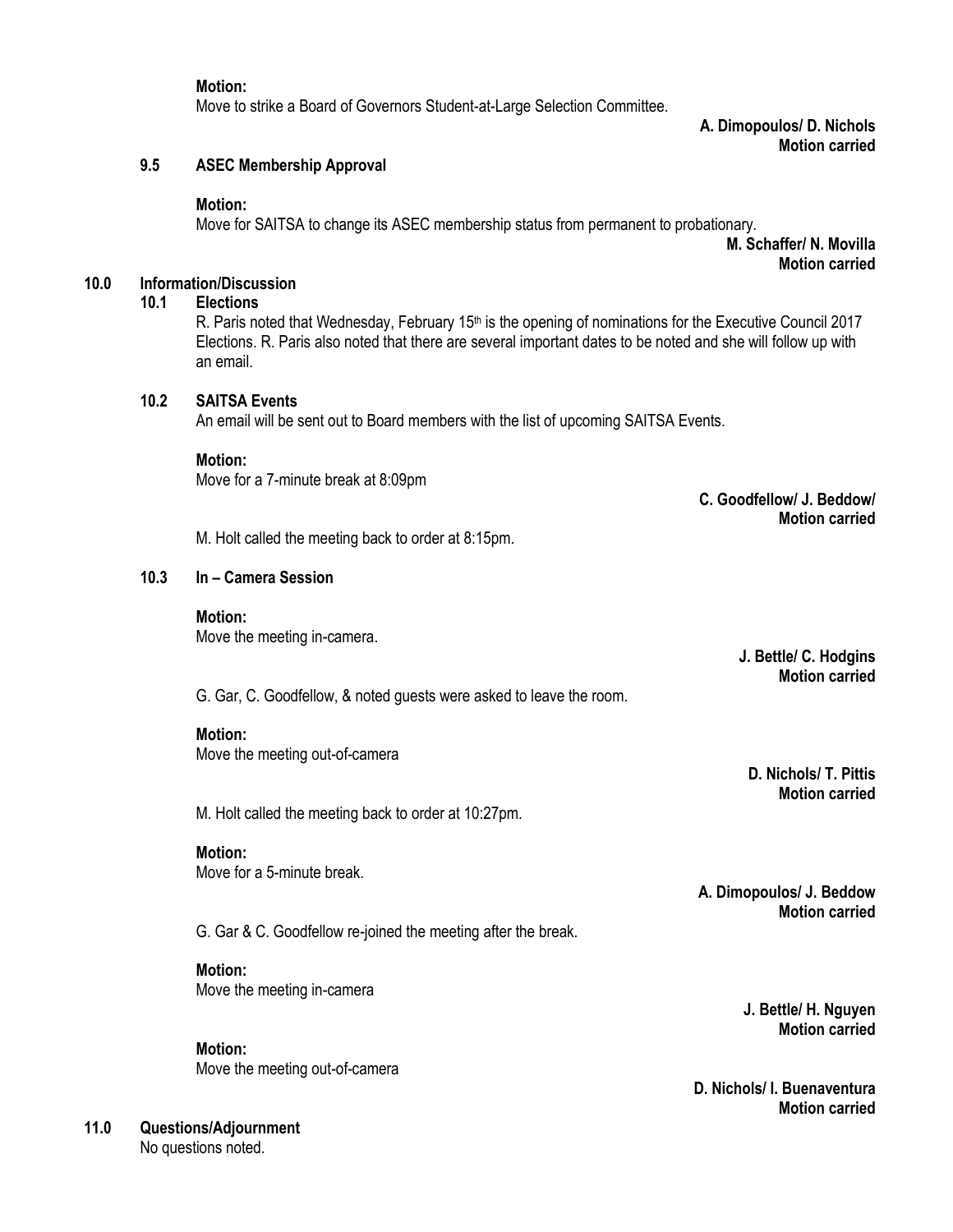**Motion:**
Move to strike a Board of Governors Student-at-Large Selection Committee.

**A. Dimopoulos/ D. Nichols**
**Motion carried**

### 9.5 ASEC Membership Approval

**Motion:**
Move for SAITSA to change its ASEC membership status from permanent to probationary.

**M. Schaffer/ N. Movilla**
**Motion carried**

## 10.0 Information/Discussion

### 10.1 Elections

R. Paris noted that Wednesday, February 15th is the opening of nominations for the Executive Council 2017 Elections. R. Paris also noted that there are several important dates to be noted and she will follow up with an email.

### 10.2 SAITSA Events

An email will be sent out to Board members with the list of upcoming SAITSA Events.

**Motion:**
Move for a 7-minute break at 8:09pm

**C. Goodfellow/ J. Beddow/**
**Motion carried**

M. Holt called the meeting back to order at 8:15pm.

### 10.3 In – Camera Session

**Motion:**
Move the meeting in-camera.

**J. Bettle/ C. Hodgins**
**Motion carried**

G. Gar, C. Goodfellow, & noted guests were asked to leave the room.

**Motion:**
Move the meeting out-of-camera

**D. Nichols/ T. Pittis**
**Motion carried**

M. Holt called the meeting back to order at 10:27pm.

**Motion:**
Move for a 5-minute break.

**A. Dimopoulos/ J. Beddow**
**Motion carried**

G. Gar & C. Goodfellow re-joined the meeting after the break.

**Motion:**
Move the meeting in-camera

**J. Bettle/ H. Nguyen**
**Motion carried**

**Motion:**
Move the meeting out-of-camera

**D. Nichols/ I. Buenaventura**
**Motion carried**

## 11.0 Questions/Adjournment

No questions noted.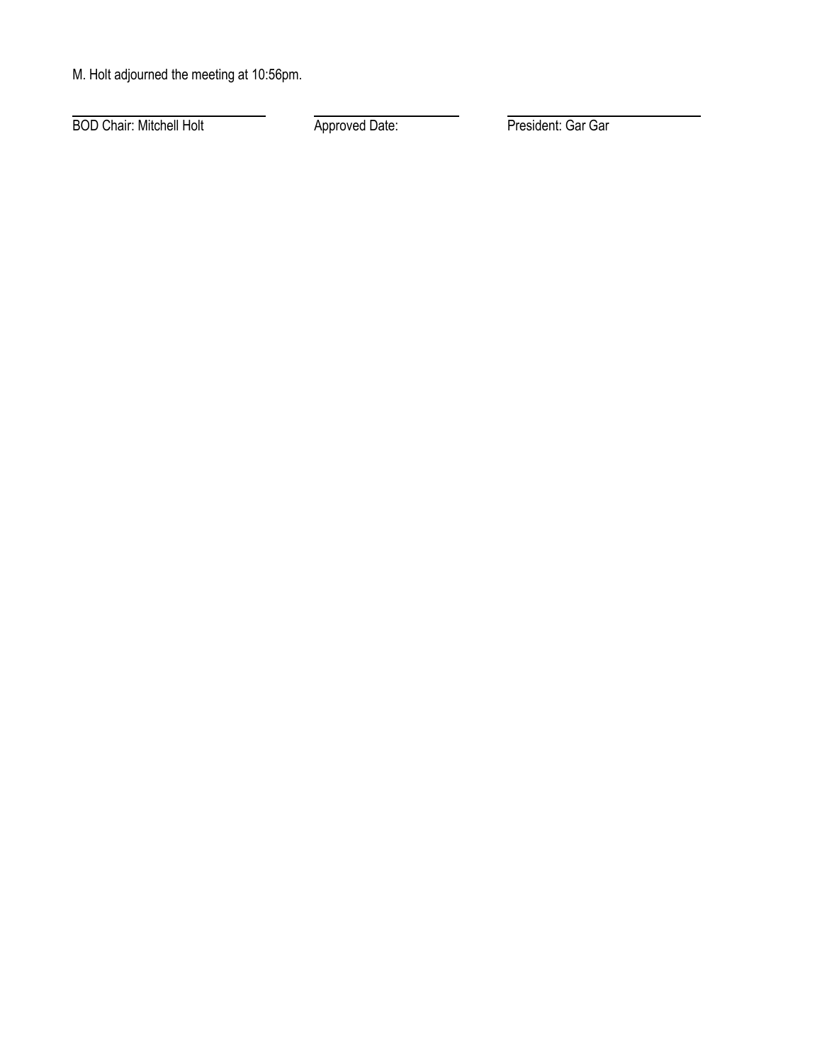M. Holt adjourned the meeting at 10:56pm.

| | | |
|---|---|---|
| BOD Chair: Mitchell Holt | Approved Date: | President: Gar Gar |